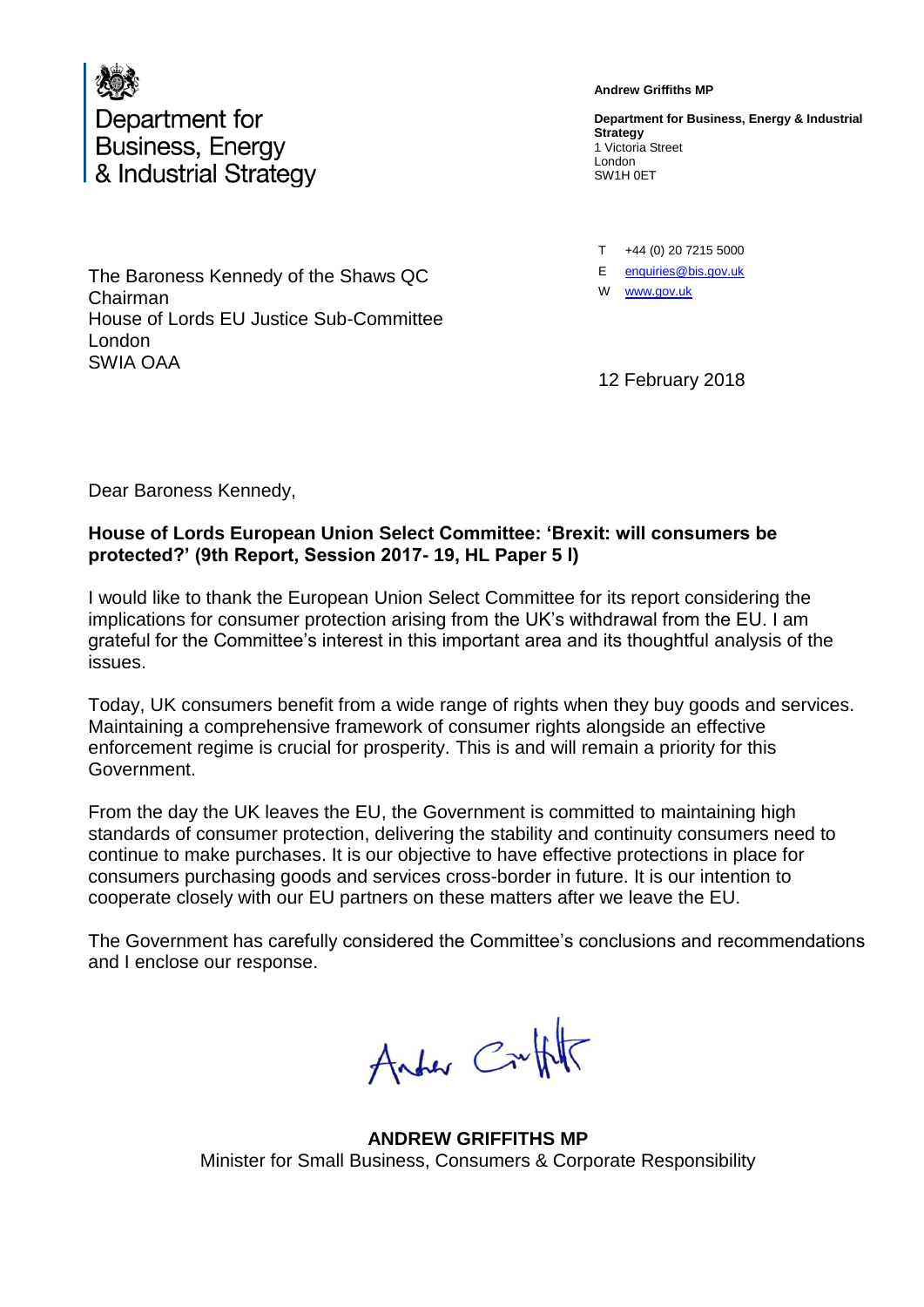Department for Business, Energy & Industrial Strategy

**Andrew Griffiths MP**

**Department for Business, Energy & Industrial Strategy**
1 Victoria Street
London
SW1H 0ET

T +44 (0) 20 7215 5000
E enquiries@bis.gov.uk
W www.gov.uk

The Baroness Kennedy of the Shaws QC
Chairman
House of Lords EU Justice Sub-Committee
London
SWIA OAA

12 February 2018

Dear Baroness Kennedy,

**House of Lords European Union Select Committee: 'Brexit: will consumers be protected?' (9th Report, Session 2017- 19, HL Paper 5 l)**

I would like to thank the European Union Select Committee for its report considering the implications for consumer protection arising from the UK's withdrawal from the EU. I am grateful for the Committee's interest in this important area and its thoughtful analysis of the issues.

Today, UK consumers benefit from a wide range of rights when they buy goods and services. Maintaining a comprehensive framework of consumer rights alongside an effective enforcement regime is crucial for prosperity. This is and will remain a priority for this Government.

From the day the UK leaves the EU, the Government is committed to maintaining high standards of consumer protection, delivering the stability and continuity consumers need to continue to make purchases. It is our objective to have effective protections in place for consumers purchasing goods and services cross-border in future. It is our intention to cooperate closely with our EU partners on these matters after we leave the EU.

The Government has carefully considered the Committee's conclusions and recommendations and I enclose our response.

Andrew Griffiths

**ANDREW GRIFFITHS MP**
Minister for Small Business, Consumers & Corporate Responsibility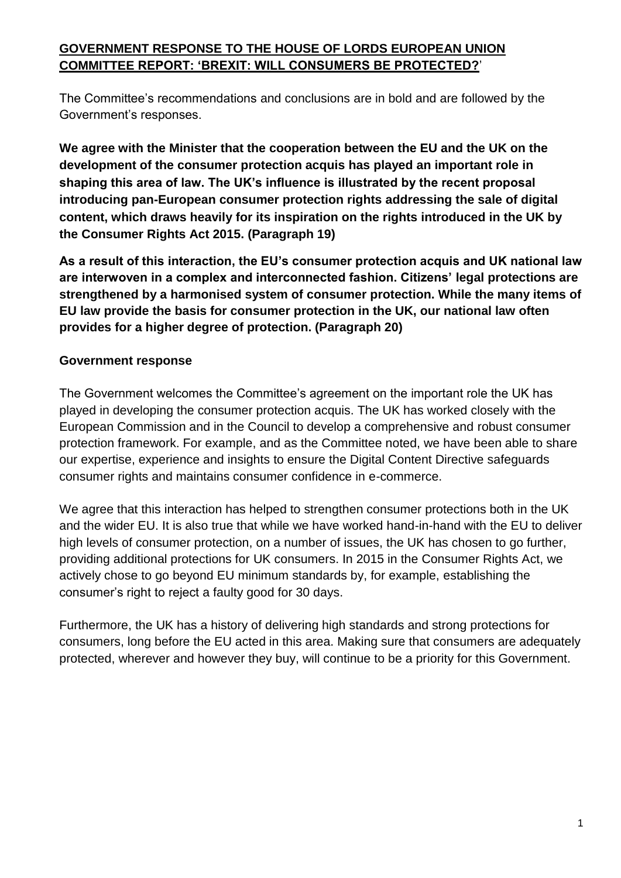**GOVERNMENT RESPONSE TO THE HOUSE OF LORDS EUROPEAN UNION COMMITTEE REPORT: 'BREXIT: WILL CONSUMERS BE PROTECTED?'**

The Committee's recommendations and conclusions are in bold and are followed by the Government's responses.

**We agree with the Minister that the cooperation between the EU and the UK on the development of the consumer protection acquis has played an important role in shaping this area of law. The UK's influence is illustrated by the recent proposal introducing pan-European consumer protection rights addressing the sale of digital content, which draws heavily for its inspiration on the rights introduced in the UK by the Consumer Rights Act 2015. (Paragraph 19)**

**As a result of this interaction, the EU's consumer protection acquis and UK national law are interwoven in a complex and interconnected fashion. Citizens' legal protections are strengthened by a harmonised system of consumer protection. While the many items of EU law provide the basis for consumer protection in the UK, our national law often provides for a higher degree of protection. (Paragraph 20)**

**Government response**

The Government welcomes the Committee's agreement on the important role the UK has played in developing the consumer protection acquis. The UK has worked closely with the European Commission and in the Council to develop a comprehensive and robust consumer protection framework. For example, and as the Committee noted, we have been able to share our expertise, experience and insights to ensure the Digital Content Directive safeguards consumer rights and maintains consumer confidence in e-commerce.

We agree that this interaction has helped to strengthen consumer protections both in the UK and the wider EU. It is also true that while we have worked hand-in-hand with the EU to deliver high levels of consumer protection, on a number of issues, the UK has chosen to go further, providing additional protections for UK consumers. In 2015 in the Consumer Rights Act, we actively chose to go beyond EU minimum standards by, for example, establishing the consumer's right to reject a faulty good for 30 days.

Furthermore, the UK has a history of delivering high standards and strong protections for consumers, long before the EU acted in this area. Making sure that consumers are adequately protected, wherever and however they buy, will continue to be a priority for this Government.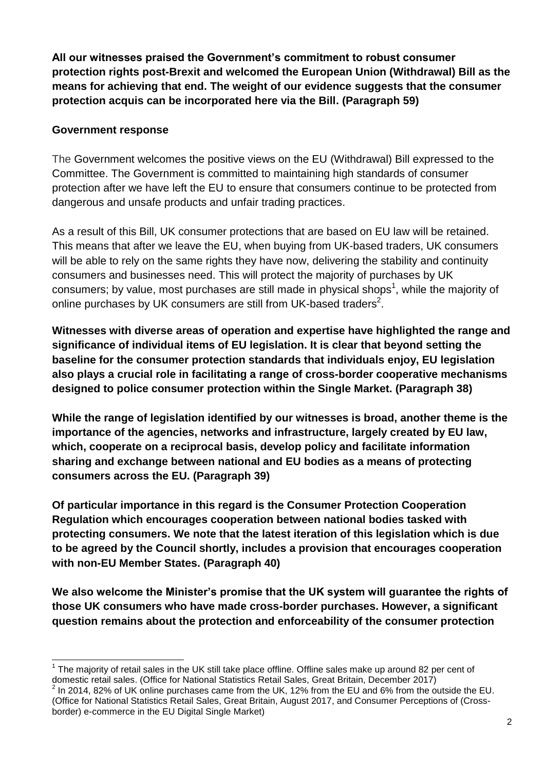**All our witnesses praised the Government's commitment to robust consumer protection rights post-Brexit and welcomed the European Union (Withdrawal) Bill as the means for achieving that end. The weight of our evidence suggests that the consumer protection acquis can be incorporated here via the Bill. (Paragraph 59)**

**Government response**

The Government welcomes the positive views on the EU (Withdrawal) Bill expressed to the Committee. The Government is committed to maintaining high standards of consumer protection after we have left the EU to ensure that consumers continue to be protected from dangerous and unsafe products and unfair trading practices.

As a result of this Bill, UK consumer protections that are based on EU law will be retained. This means that after we leave the EU, when buying from UK-based traders, UK consumers will be able to rely on the same rights they have now, delivering the stability and continuity consumers and businesses need. This will protect the majority of purchases by UK consumers; by value, most purchases are still made in physical shops[1], while the majority of online purchases by UK consumers are still from UK-based traders[2].

**Witnesses with diverse areas of operation and expertise have highlighted the range and significance of individual items of EU legislation. It is clear that beyond setting the baseline for the consumer protection standards that individuals enjoy, EU legislation also plays a crucial role in facilitating a range of cross-border cooperative mechanisms designed to police consumer protection within the Single Market. (Paragraph 38)**

**While the range of legislation identified by our witnesses is broad, another theme is the importance of the agencies, networks and infrastructure, largely created by EU law, which, cooperate on a reciprocal basis, develop policy and facilitate information sharing and exchange between national and EU bodies as a means of protecting consumers across the EU. (Paragraph 39)**

**Of particular importance in this regard is the Consumer Protection Cooperation Regulation which encourages cooperation between national bodies tasked with protecting consumers. We note that the latest iteration of this legislation which is due to be agreed by the Council shortly, includes a provision that encourages cooperation with non-EU Member States. (Paragraph 40)**

**We also welcome the Minister's promise that the UK system will guarantee the rights of those UK consumers who have made cross-border purchases. However, a significant question remains about the protection and enforceability of the consumer protection**

[1] The majority of retail sales in the UK still take place offline. Offline sales make up around 82 per cent of domestic retail sales. (Office for National Statistics Retail Sales, Great Britain, December 2017)

[2] In 2014, 82% of UK online purchases came from the UK, 12% from the EU and 6% from the outside the EU. (Office for National Statistics Retail Sales, Great Britain, August 2017, and Consumer Perceptions of (Cross-border) e-commerce in the EU Digital Single Market)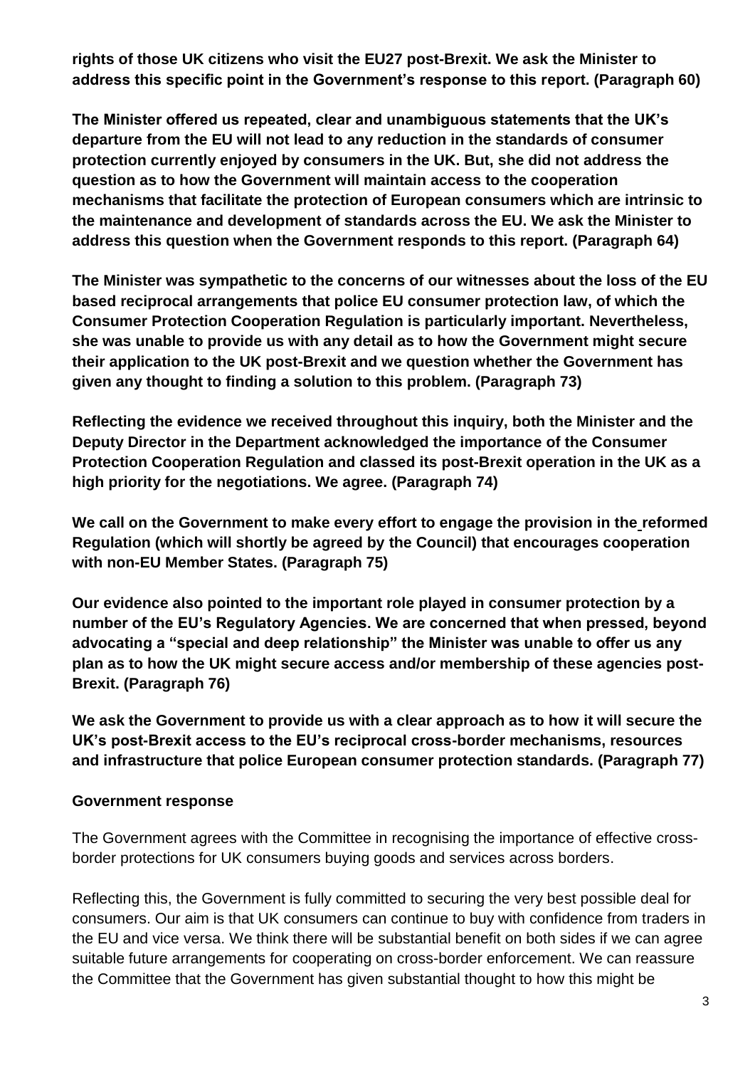**rights of those UK citizens who visit the EU27 post-Brexit. We ask the Minister to address this specific point in the Government's response to this report. (Paragraph 60)**

**The Minister offered us repeated, clear and unambiguous statements that the UK's departure from the EU will not lead to any reduction in the standards of consumer protection currently enjoyed by consumers in the UK. But, she did not address the question as to how the Government will maintain access to the cooperation mechanisms that facilitate the protection of European consumers which are intrinsic to the maintenance and development of standards across the EU. We ask the Minister to address this question when the Government responds to this report. (Paragraph 64)**

**The Minister was sympathetic to the concerns of our witnesses about the loss of the EU based reciprocal arrangements that police EU consumer protection law, of which the Consumer Protection Cooperation Regulation is particularly important. Nevertheless, she was unable to provide us with any detail as to how the Government might secure their application to the UK post-Brexit and we question whether the Government has given any thought to finding a solution to this problem. (Paragraph 73)**

**Reflecting the evidence we received throughout this inquiry, both the Minister and the Deputy Director in the Department acknowledged the importance of the Consumer Protection Cooperation Regulation and classed its post-Brexit operation in the UK as a high priority for the negotiations. We agree. (Paragraph 74)**

**We call on the Government to make every effort to engage the provision in the reformed Regulation (which will shortly be agreed by the Council) that encourages cooperation with non-EU Member States. (Paragraph 75)**

**Our evidence also pointed to the important role played in consumer protection by a number of the EU's Regulatory Agencies. We are concerned that when pressed, beyond advocating a "special and deep relationship" the Minister was unable to offer us any plan as to how the UK might secure access and/or membership of these agencies post-Brexit. (Paragraph 76)**

**We ask the Government to provide us with a clear approach as to how it will secure the UK's post-Brexit access to the EU's reciprocal cross-border mechanisms, resources and infrastructure that police European consumer protection standards. (Paragraph 77)**

**Government response**

The Government agrees with the Committee in recognising the importance of effective cross-border protections for UK consumers buying goods and services across borders.

Reflecting this, the Government is fully committed to securing the very best possible deal for consumers. Our aim is that UK consumers can continue to buy with confidence from traders in the EU and vice versa. We think there will be substantial benefit on both sides if we can agree suitable future arrangements for cooperating on cross-border enforcement. We can reassure the Committee that the Government has given substantial thought to how this might be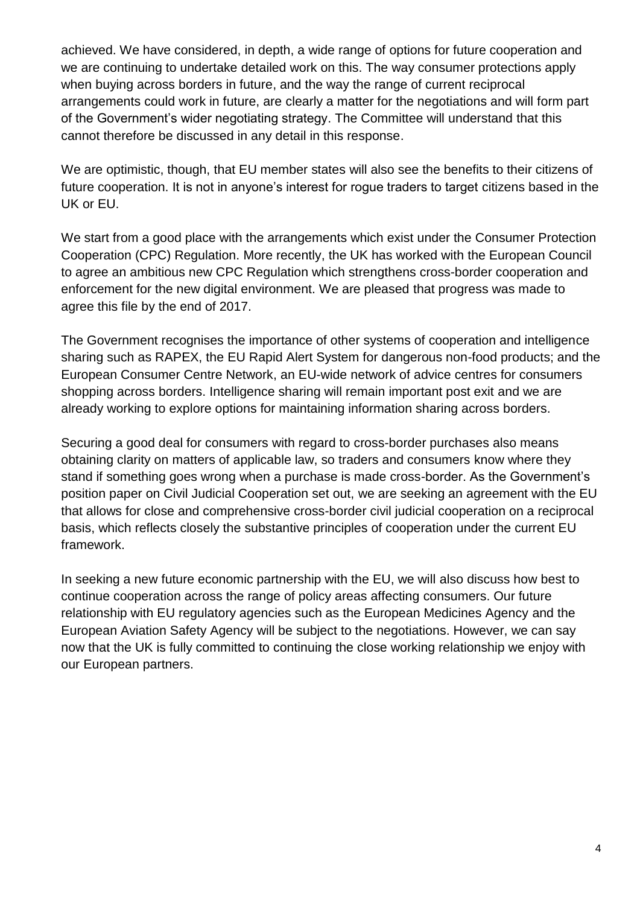achieved. We have considered, in depth, a wide range of options for future cooperation and we are continuing to undertake detailed work on this. The way consumer protections apply when buying across borders in future, and the way the range of current reciprocal arrangements could work in future, are clearly a matter for the negotiations and will form part of the Government's wider negotiating strategy. The Committee will understand that this cannot therefore be discussed in any detail in this response.

We are optimistic, though, that EU member states will also see the benefits to their citizens of future cooperation. It is not in anyone's interest for rogue traders to target citizens based in the UK or EU.

We start from a good place with the arrangements which exist under the Consumer Protection Cooperation (CPC) Regulation. More recently, the UK has worked with the European Council to agree an ambitious new CPC Regulation which strengthens cross-border cooperation and enforcement for the new digital environment. We are pleased that progress was made to agree this file by the end of 2017.

The Government recognises the importance of other systems of cooperation and intelligence sharing such as RAPEX, the EU Rapid Alert System for dangerous non-food products; and the European Consumer Centre Network, an EU-wide network of advice centres for consumers shopping across borders. Intelligence sharing will remain important post exit and we are already working to explore options for maintaining information sharing across borders.

Securing a good deal for consumers with regard to cross-border purchases also means obtaining clarity on matters of applicable law, so traders and consumers know where they stand if something goes wrong when a purchase is made cross-border. As the Government's position paper on Civil Judicial Cooperation set out, we are seeking an agreement with the EU that allows for close and comprehensive cross-border civil judicial cooperation on a reciprocal basis, which reflects closely the substantive principles of cooperation under the current EU framework.

In seeking a new future economic partnership with the EU, we will also discuss how best to continue cooperation across the range of policy areas affecting consumers. Our future relationship with EU regulatory agencies such as the European Medicines Agency and the European Aviation Safety Agency will be subject to the negotiations. However, we can say now that the UK is fully committed to continuing the close working relationship we enjoy with our European partners.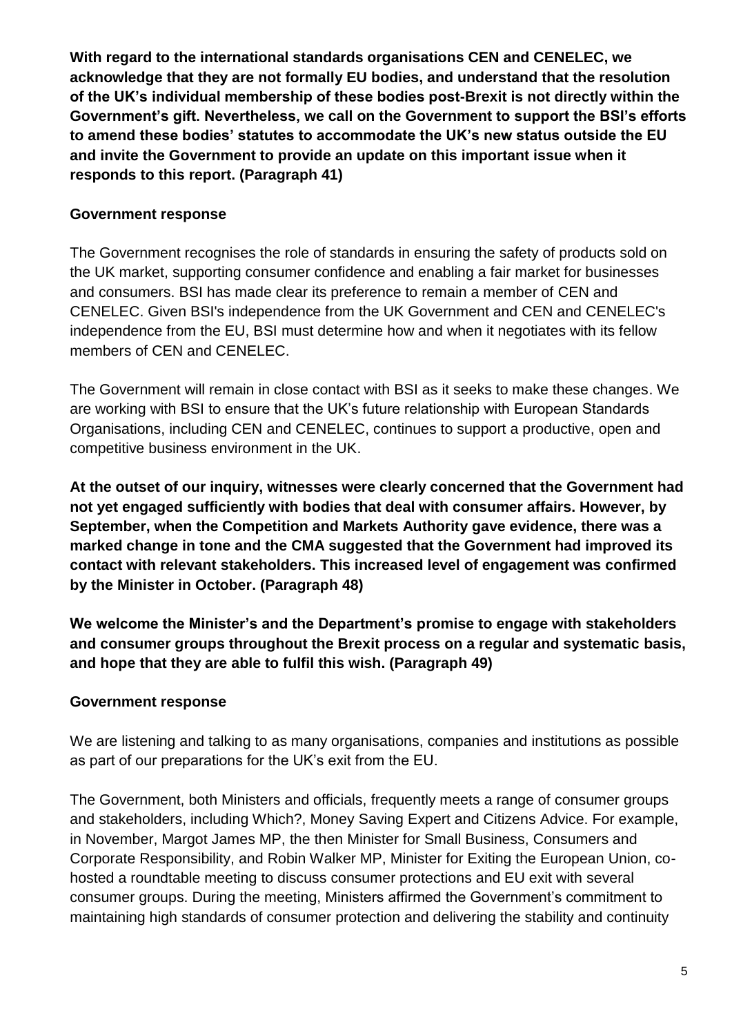**With regard to the international standards organisations CEN and CENELEC, we acknowledge that they are not formally EU bodies, and understand that the resolution of the UK's individual membership of these bodies post-Brexit is not directly within the Government's gift. Nevertheless, we call on the Government to support the BSI's efforts to amend these bodies' statutes to accommodate the UK's new status outside the EU and invite the Government to provide an update on this important issue when it responds to this report. (Paragraph 41)**

**Government response**

The Government recognises the role of standards in ensuring the safety of products sold on the UK market, supporting consumer confidence and enabling a fair market for businesses and consumers. BSI has made clear its preference to remain a member of CEN and CENELEC. Given BSI's independence from the UK Government and CEN and CENELEC's independence from the EU, BSI must determine how and when it negotiates with its fellow members of CEN and CENELEC.

The Government will remain in close contact with BSI as it seeks to make these changes. We are working with BSI to ensure that the UK's future relationship with European Standards Organisations, including CEN and CENELEC, continues to support a productive, open and competitive business environment in the UK.

**At the outset of our inquiry, witnesses were clearly concerned that the Government had not yet engaged sufficiently with bodies that deal with consumer affairs. However, by September, when the Competition and Markets Authority gave evidence, there was a marked change in tone and the CMA suggested that the Government had improved its contact with relevant stakeholders. This increased level of engagement was confirmed by the Minister in October. (Paragraph 48)**

**We welcome the Minister's and the Department's promise to engage with stakeholders and consumer groups throughout the Brexit process on a regular and systematic basis, and hope that they are able to fulfil this wish. (Paragraph 49)**

**Government response**

We are listening and talking to as many organisations, companies and institutions as possible as part of our preparations for the UK's exit from the EU.

The Government, both Ministers and officials, frequently meets a range of consumer groups and stakeholders, including Which?, Money Saving Expert and Citizens Advice. For example, in November, Margot James MP, the then Minister for Small Business, Consumers and Corporate Responsibility, and Robin Walker MP, Minister for Exiting the European Union, co-hosted a roundtable meeting to discuss consumer protections and EU exit with several consumer groups. During the meeting, Ministers affirmed the Government's commitment to maintaining high standards of consumer protection and delivering the stability and continuity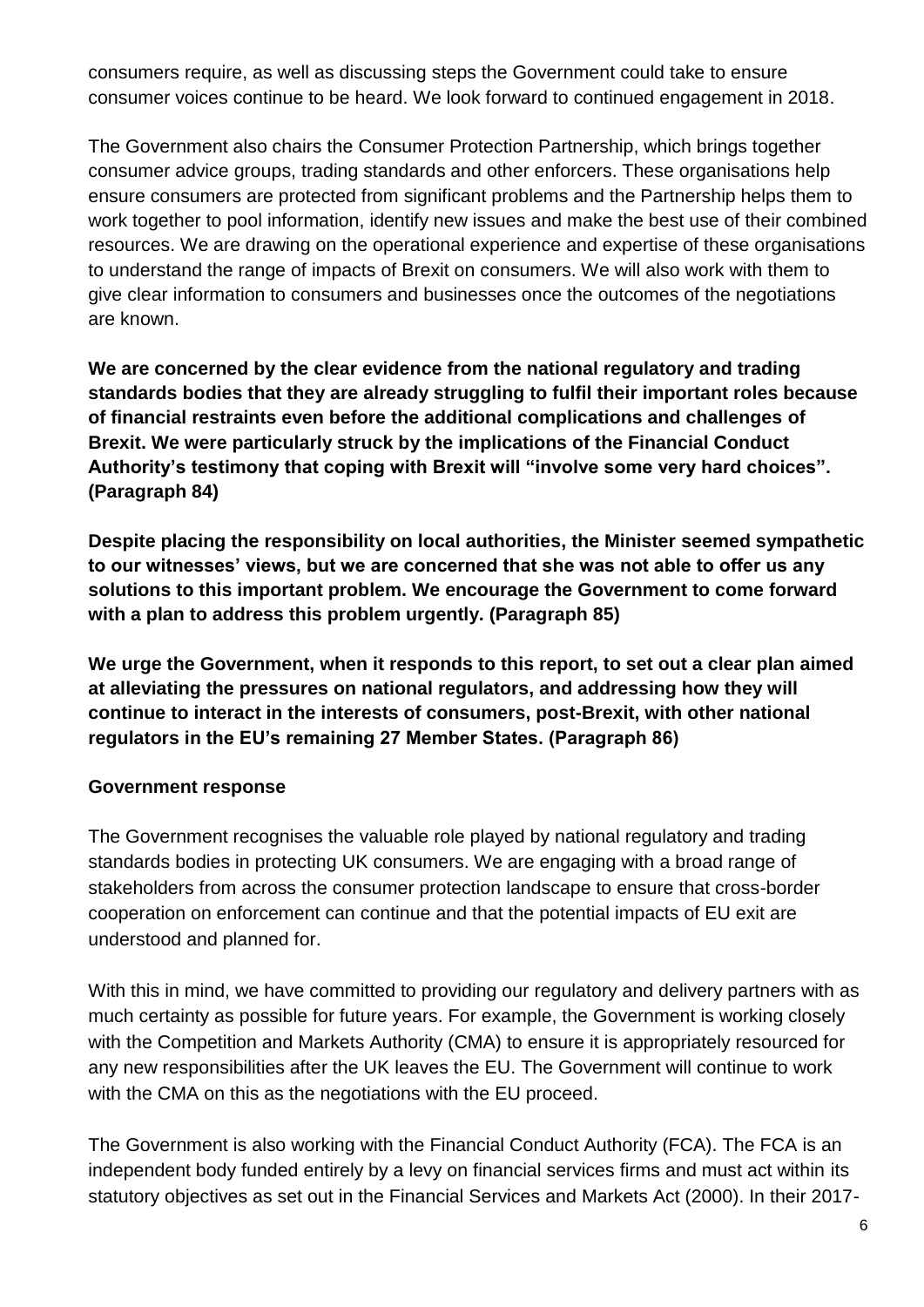consumers require, as well as discussing steps the Government could take to ensure consumer voices continue to be heard. We look forward to continued engagement in 2018.

The Government also chairs the Consumer Protection Partnership, which brings together consumer advice groups, trading standards and other enforcers. These organisations help ensure consumers are protected from significant problems and the Partnership helps them to work together to pool information, identify new issues and make the best use of their combined resources. We are drawing on the operational experience and expertise of these organisations to understand the range of impacts of Brexit on consumers. We will also work with them to give clear information to consumers and businesses once the outcomes of the negotiations are known.

**We are concerned by the clear evidence from the national regulatory and trading standards bodies that they are already struggling to fulfil their important roles because of financial restraints even before the additional complications and challenges of Brexit. We were particularly struck by the implications of the Financial Conduct Authority's testimony that coping with Brexit will "involve some very hard choices". (Paragraph 84)**

**Despite placing the responsibility on local authorities, the Minister seemed sympathetic to our witnesses' views, but we are concerned that she was not able to offer us any solutions to this important problem. We encourage the Government to come forward with a plan to address this problem urgently. (Paragraph 85)**

**We urge the Government, when it responds to this report, to set out a clear plan aimed at alleviating the pressures on national regulators, and addressing how they will continue to interact in the interests of consumers, post-Brexit, with other national regulators in the EU's remaining 27 Member States. (Paragraph 86)**

**Government response**

The Government recognises the valuable role played by national regulatory and trading standards bodies in protecting UK consumers. We are engaging with a broad range of stakeholders from across the consumer protection landscape to ensure that cross-border cooperation on enforcement can continue and that the potential impacts of EU exit are understood and planned for.

With this in mind, we have committed to providing our regulatory and delivery partners with as much certainty as possible for future years. For example, the Government is working closely with the Competition and Markets Authority (CMA) to ensure it is appropriately resourced for any new responsibilities after the UK leaves the EU. The Government will continue to work with the CMA on this as the negotiations with the EU proceed.

The Government is also working with the Financial Conduct Authority (FCA). The FCA is an independent body funded entirely by a levy on financial services firms and must act within its statutory objectives as set out in the Financial Services and Markets Act (2000). In their 2017-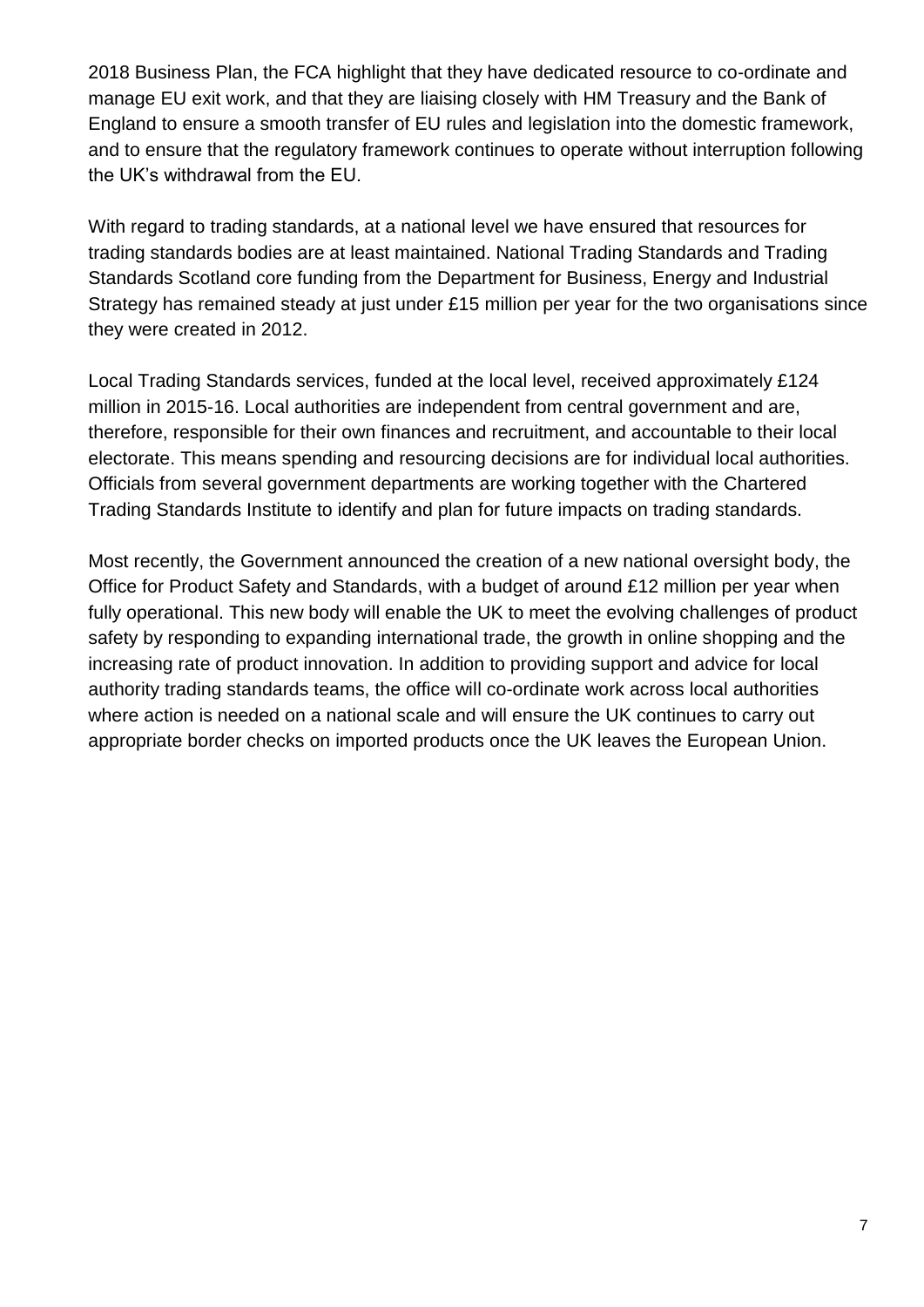2018 Business Plan, the FCA highlight that they have dedicated resource to co-ordinate and manage EU exit work, and that they are liaising closely with HM Treasury and the Bank of England to ensure a smooth transfer of EU rules and legislation into the domestic framework, and to ensure that the regulatory framework continues to operate without interruption following the UK's withdrawal from the EU.

With regard to trading standards, at a national level we have ensured that resources for trading standards bodies are at least maintained. National Trading Standards and Trading Standards Scotland core funding from the Department for Business, Energy and Industrial Strategy has remained steady at just under £15 million per year for the two organisations since they were created in 2012.

Local Trading Standards services, funded at the local level, received approximately £124 million in 2015-16. Local authorities are independent from central government and are, therefore, responsible for their own finances and recruitment, and accountable to their local electorate. This means spending and resourcing decisions are for individual local authorities. Officials from several government departments are working together with the Chartered Trading Standards Institute to identify and plan for future impacts on trading standards.

Most recently, the Government announced the creation of a new national oversight body, the Office for Product Safety and Standards, with a budget of around £12 million per year when fully operational. This new body will enable the UK to meet the evolving challenges of product safety by responding to expanding international trade, the growth in online shopping and the increasing rate of product innovation. In addition to providing support and advice for local authority trading standards teams, the office will co-ordinate work across local authorities where action is needed on a national scale and will ensure the UK continues to carry out appropriate border checks on imported products once the UK leaves the European Union.